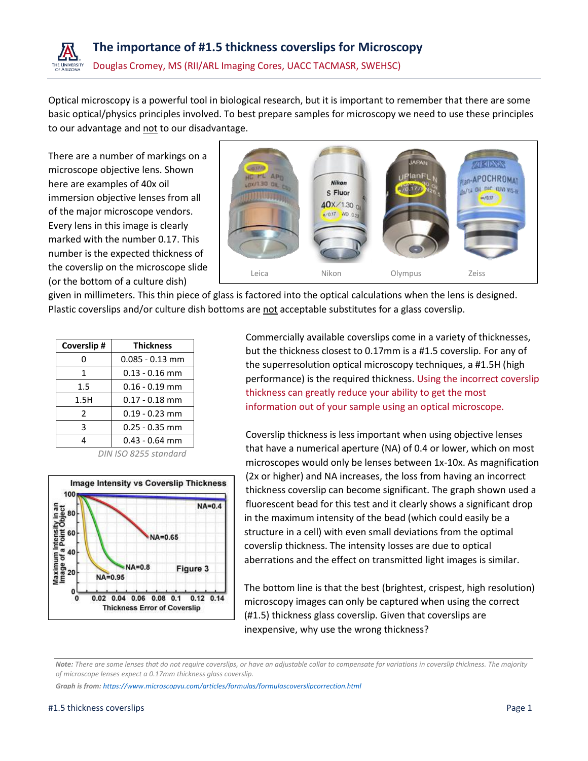# The importance of #1.5 thickness coverslips for Microscopy

Douglas Cromey, MS (RII/ARL Imaging Cores, UACC TACMASR, SWEHSC)

Optical microscopy is a powerful tool in biological research, but it is important to remember that there are some basic optical/physics principles involved. To best prepare samples for microscopy we need to use these principles to our advantage and not to our disadvantage.

There are a number of markings on a microscope objective lens. Shown here are examples of 40x oil immersion objective lenses from all of the major microscope vendors. Every lens in this image is clearly marked with the number 0.17. This number is the expected thickness of the coverslip on the microscope slide (or the bottom of a culture dish) given in millimeters. This thin piece of glass is factored into the optical calculations when the lens is designed. Plastic coverslips and/or culture dish bottoms are not acceptable substitutes for a glass coverslip.

Leica Nikon Olympus Zeiss

| Coverslip # | Thickness |
|---|---|
| 0 | 0.085 - 0.13 mm |
| 1 | 0.13 - 0.16 mm |
| 1.5 | 0.16 - 0.19 mm |
| 1.5H | 0.17 - 0.18 mm |
| 2 | 0.19 - 0.23 mm |
| 3 | 0.25 - 0.35 mm |
| 4 | 0.43 - 0.64 mm |

*DIN ISO 8255 standard*

Commercially available coverslips come in a variety of thicknesses, but the thickness closest to 0.17mm is a #1.5 coverslip. For any of the superresolution optical microscopy techniques, a #1.5H (high performance) is the required thickness. Using the incorrect coverslip thickness can greatly reduce your ability to get the most information out of your sample using an optical microscope.

Coverslip thickness is less important when using objective lenses that have a numerical aperture (NA) of 0.4 or lower, which on most microscopes would only be lenses between 1x-10x. As magnification (2x or higher) and NA increases, the loss from having an incorrect thickness coverslip can become significant. The graph shown used a fluorescent bead for this test and it clearly shows a significant drop in the maximum intensity of the bead (which could easily be a structure in a cell) with even small deviations from the optimal coverslip thickness. The intensity losses are due to optical aberrations and the effect on transmitted light images is similar.

Figure 3: Image Intensity vs Coverslip Thickness

The bottom line is that the best (brightest, crispest, high resolution) microscopy images can only be captured when using the correct (#1.5) thickness glass coverslip. Given that coverslips are inexpensive, why use the wrong thickness?

---

***Note:*** *There are some lenses that do not require coverslips, or have an adjustable collar to compensate for variations in coverslip thickness. The majority of microscope lenses expect a 0.17mm thickness glass coverslip.*

***Graph is from:*** https://www.microscopyu.com/articles/formulas/formulascoverslipcorrection.html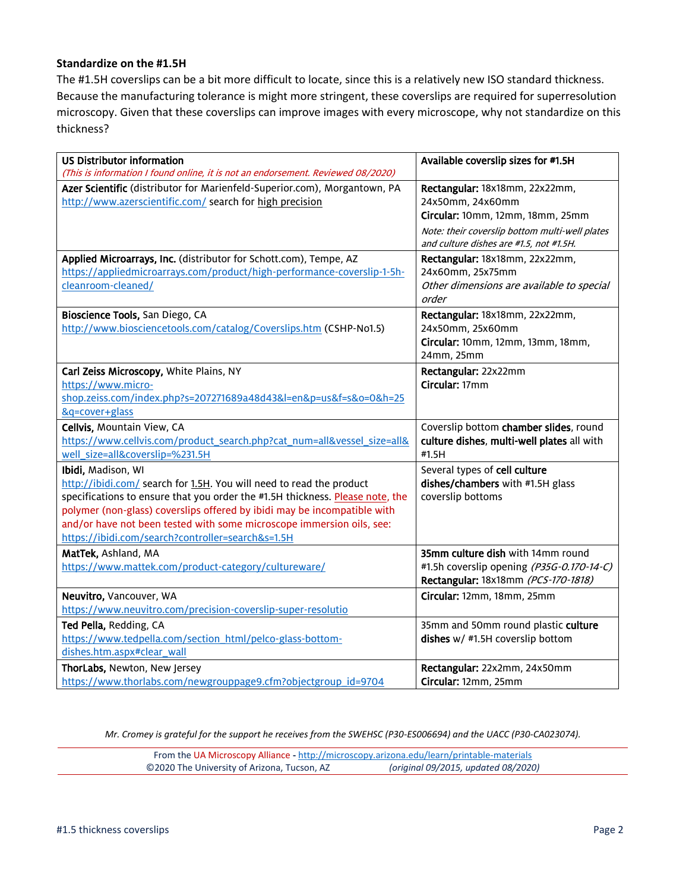## Standardize on the #1.5H

The #1.5H coverslips can be a bit more difficult to locate, since this is a relatively new ISO standard thickness. Because the manufacturing tolerance is might more stringent, these coverslips are required for superresolution microscopy. Given that these coverslips can improve images with every microscope, why not standardize on this thickness?

| **US Distributor information** *(This is information I found online, it is not an endorsement. Reviewed 08/2020)* | **Available coverslip sizes for #1.5H** |
|---|---|
| **Azer Scientific** (distributor for Marienfeld-Superior.com), Morgantown, PA http://www.azerscientific.com/ search for high precision | **Rectangular:** 18x18mm, 22x22mm, 24x50mm, 24x60mm **Circular:** 10mm, 12mm, 18mm, 25mm *Note: their coverslip bottom multi-well plates and culture dishes are #1.5, not #1.5H.* |
| **Applied Microarrays, Inc.** (distributor for Schott.com), Tempe, AZ https://appliedmicroarrays.com/product/high-performance-coverslip-1-5h-cleanroom-cleaned/ | **Rectangular:** 18x18mm, 22x22mm, 24x60mm, 25x75mm *Other dimensions are available to special order* |
| **Bioscience Tools,** San Diego, CA http://www.biosciencetools.com/catalog/Coverslips.htm (CSHP-No1.5) | **Rectangular:** 18x18mm, 22x22mm, 24x50mm, 25x60mm **Circular:** 10mm, 12mm, 13mm, 18mm, 24mm, 25mm |
| **Carl Zeiss Microscopy,** White Plains, NY https://www.micro-shop.zeiss.com/index.php?s=207271689a48d43&l=en&p=us&f=s&o=0&h=25&q=cover+glass | **Rectangular:** 22x22mm **Circular:** 17mm |
| **Cellvis,** Mountain View, CA https://www.cellvis.com/product_search.php?cat_num=all&vessel_size=all&well_size=all&coverslip=%231.5H | Coverslip bottom **chamber slides**, round **culture dishes**, **multi-well plates** all with #1.5H |
| **Ibidi,** Madison, WI http://ibidi.com/ search for 1.5H. You will need to read the product specifications to ensure that you order the #1.5H thickness. Please note, the polymer (non-glass) coverslips offered by ibidi may be incompatible with and/or have not been tested with some microscope immersion oils, see: https://ibidi.com/search?controller=search&s=1.5H | Several types of **cell culture dishes/chambers** with #1.5H glass coverslip bottoms |
| **MatTek,** Ashland, MA https://www.mattek.com/product-category/cultureware/ | **35mm culture dish** with 14mm round #1.5h coverslip opening *(P35G-0.170-14-C)* **Rectangular:** 18x18mm *(PCS-170-1818)* |
| **Neuvitro,** Vancouver, WA https://www.neuvitro.com/precision-coverslip-super-resolutio | **Circular:** 12mm, 18mm, 25mm |
| **Ted Pella,** Redding, CA https://www.tedpella.com/section_html/pelco-glass-bottom-dishes.htm.aspx#clear_wall | 35mm and 50mm round plastic **culture dishes** w/ #1.5H coverslip bottom |
| **ThorLabs,** Newton, New Jersey https://www.thorlabs.com/newgrouppage9.cfm?objectgroup_id=9704 | **Rectangular:** 22x2mm, 24x50mm **Circular:** 12mm, 25mm |

*Mr. Cromey is grateful for the support he receives from the SWEHSC (P30-ES006694) and the UACC (P30-CA023074).*

From the UA Microscopy Alliance - http://microscopy.arizona.edu/learn/printable-materials
©2020 The University of Arizona, Tucson, AZ *(original 09/2015, updated 08/2020)*